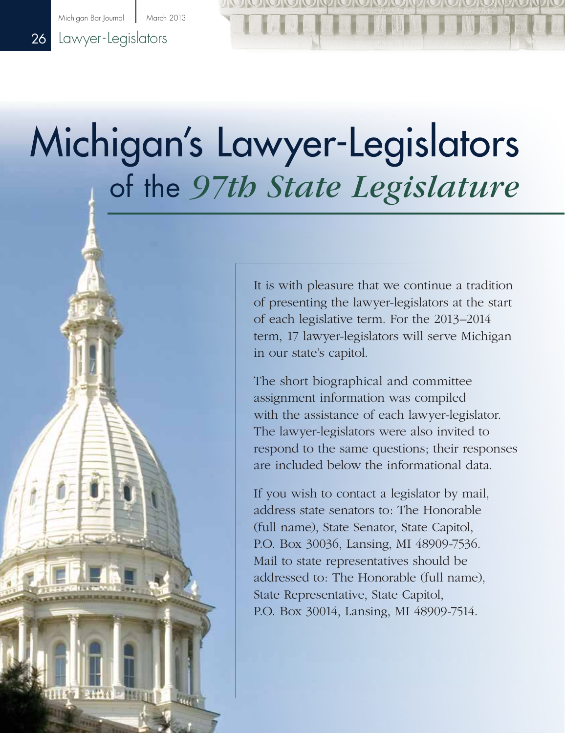# Michigan's Lawyer-Legislators of the *97th State Legislature*

It is with pleasure that we continue a tradition of presenting the lawyer-legislators at the start of each legislative term. For the 2013–2014 term, 17 lawyer-legislators will serve Michigan in our state's capitol.

The short biographical and committee assignment information was compiled with the assistance of each lawyer-legislator. The lawyer-legislators were also invited to respond to the same questions; their responses are included below the informational data.

If you wish to contact a legislator by mail, address state senators to: The Honorable (full name), State Senator, State Capitol, P.O. Box 30036, Lansing, MI 48909-7536. Mail to state representatives should be addressed to: The Honorable (full name), State Representative, State Capitol, P.O. Box 30014, Lansing, MI 48909-7514.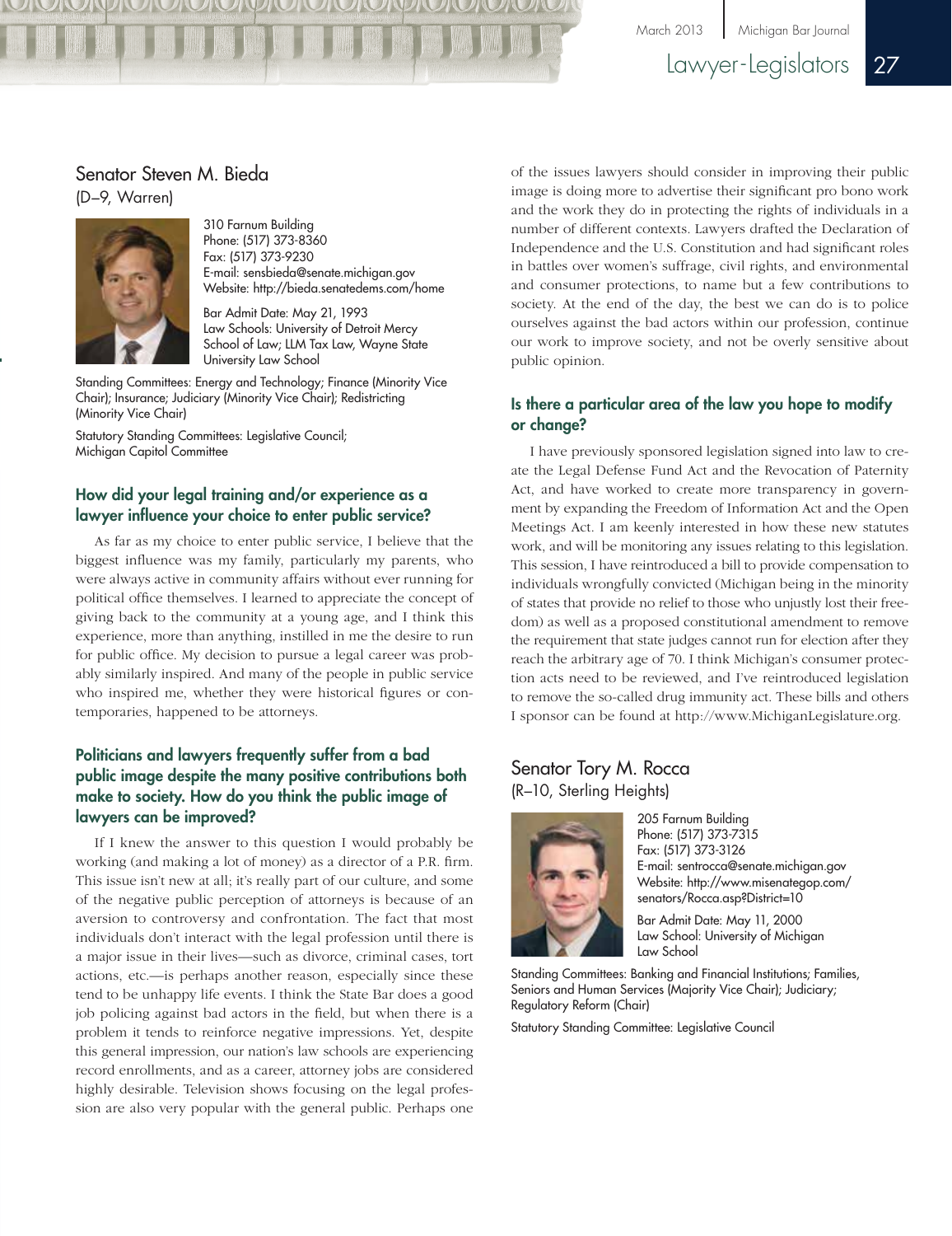## Senator Steven M. Bieda

(D–9, Warren)

310 Farnum Building
Phone: (517) 373-8360
Fax: (517) 373-9230
E-mail: sensbieda@senate.michigan.gov
Website: http://bieda.senatedems.com/home

Bar Admit Date: May 21, 1993
Law Schools: University of Detroit Mercy School of Law; LLM Tax Law, Wayne State University Law School

Standing Committees: Energy and Technology; Finance (Minority Vice Chair); Insurance; Judiciary (Minority Vice Chair); Redistricting (Minority Vice Chair)

Statutory Standing Committees: Legislative Council; Michigan Capitol Committee

### How did your legal training and/or experience as a lawyer influence your choice to enter public service?

As far as my choice to enter public service, I believe that the biggest influence was my family, particularly my parents, who were always active in community affairs without ever running for political office themselves. I learned to appreciate the concept of giving back to the community at a young age, and I think this experience, more than anything, instilled in me the desire to run for public office. My decision to pursue a legal career was probably similarly inspired. And many of the people in public service who inspired me, whether they were historical figures or contemporaries, happened to be attorneys.

### Politicians and lawyers frequently suffer from a bad public image despite the many positive contributions both make to society. How do you think the public image of lawyers can be improved?

If I knew the answer to this question I would probably be working (and making a lot of money) as a director of a P.R. firm. This issue isn't new at all; it's really part of our culture, and some of the negative public perception of attorneys is because of an aversion to controversy and confrontation. The fact that most individuals don't interact with the legal profession until there is a major issue in their lives—such as divorce, criminal cases, tort actions, etc.—is perhaps another reason, especially since these tend to be unhappy life events. I think the State Bar does a good job policing against bad actors in the field, but when there is a problem it tends to reinforce negative impressions. Yet, despite this general impression, our nation's law schools are experiencing record enrollments, and as a career, attorney jobs are considered highly desirable. Television shows focusing on the legal profession are also very popular with the general public. Perhaps one of the issues lawyers should consider in improving their public image is doing more to advertise their significant pro bono work and the work they do in protecting the rights of individuals in a number of different contexts. Lawyers drafted the Declaration of Independence and the U.S. Constitution and had significant roles in battles over women's suffrage, civil rights, and environmental and consumer protections, to name but a few contributions to society. At the end of the day, the best we can do is to police ourselves against the bad actors within our profession, continue our work to improve society, and not be overly sensitive about public opinion.

### Is there a particular area of the law you hope to modify or change?

I have previously sponsored legislation signed into law to create the Legal Defense Fund Act and the Revocation of Paternity Act, and have worked to create more transparency in government by expanding the Freedom of Information Act and the Open Meetings Act. I am keenly interested in how these new statutes work, and will be monitoring any issues relating to this legislation. This session, I have reintroduced a bill to provide compensation to individuals wrongfully convicted (Michigan being in the minority of states that provide no relief to those who unjustly lost their freedom) as well as a proposed constitutional amendment to remove the requirement that state judges cannot run for election after they reach the arbitrary age of 70. I think Michigan's consumer protection acts need to be reviewed, and I've reintroduced legislation to remove the so-called drug immunity act. These bills and others I sponsor can be found at http://www.MichiganLegislature.org.

## Senator Tory M. Rocca

(R–10, Sterling Heights)

205 Farnum Building
Phone: (517) 373-7315
Fax: (517) 373-3126
E-mail: sentrocca@senate.michigan.gov
Website: http://www.misenategop.com/senators/Rocca.asp?District=10

Bar Admit Date: May 11, 2000
Law School: University of Michigan Law School

Standing Committees: Banking and Financial Institutions; Families, Seniors and Human Services (Majority Vice Chair); Judiciary; Regulatory Reform (Chair)

Statutory Standing Committee: Legislative Council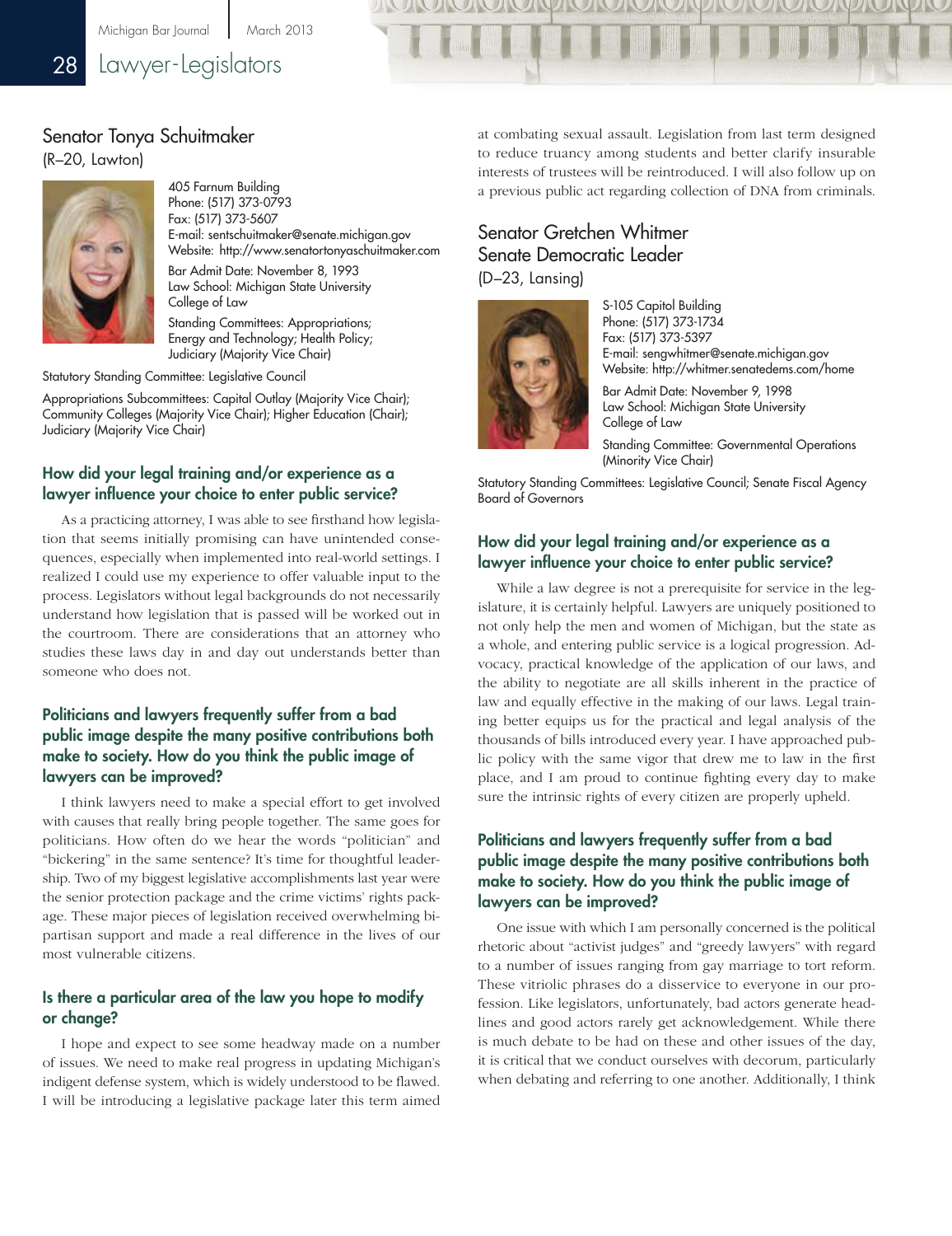## Senator Tonya Schuitmaker
(R–20, Lawton)

405 Farnum Building
Phone: (517) 373-0793
Fax: (517) 373-5607
E-mail: sentschuitmaker@senate.michigan.gov
Website: http://www.senatortonyaschuitmaker.com

Bar Admit Date: November 8, 1993
Law School: Michigan State University College of Law

Standing Committees: Appropriations; Energy and Technology; Health Policy; Judiciary (Majority Vice Chair)

Statutory Standing Committee: Legislative Council

Appropriations Subcommittees: Capital Outlay (Majority Vice Chair); Community Colleges (Majority Vice Chair); Higher Education (Chair); Judiciary (Majority Vice Chair)

### How did your legal training and/or experience as a lawyer influence your choice to enter public service?

As a practicing attorney, I was able to see firsthand how legislation that seems initially promising can have unintended consequences, especially when implemented into real-world settings. I realized I could use my experience to offer valuable input to the process. Legislators without legal backgrounds do not necessarily understand how legislation that is passed will be worked out in the courtroom. There are considerations that an attorney who studies these laws day in and day out understands better than someone who does not.

### Politicians and lawyers frequently suffer from a bad public image despite the many positive contributions both make to society. How do you think the public image of lawyers can be improved?

I think lawyers need to make a special effort to get involved with causes that really bring people together. The same goes for politicians. How often do we hear the words "politician" and "bickering" in the same sentence? It's time for thoughtful leadership. Two of my biggest legislative accomplishments last year were the senior protection package and the crime victims' rights package. These major pieces of legislation received overwhelming bipartisan support and made a real difference in the lives of our most vulnerable citizens.

### Is there a particular area of the law you hope to modify or change?

I hope and expect to see some headway made on a number of issues. We need to make real progress in updating Michigan's indigent defense system, which is widely understood to be flawed. I will be introducing a legislative package later this term aimed at combating sexual assault. Legislation from last term designed to reduce truancy among students and better clarify insurable interests of trustees will be reintroduced. I will also follow up on a previous public act regarding collection of DNA from criminals.

## Senator Gretchen Whitmer
## Senate Democratic Leader
(D–23, Lansing)

S-105 Capitol Building
Phone: (517) 373-1734
Fax: (517) 373-5397
E-mail: sengwhitmer@senate.michigan.gov
Website: http://whitmer.senatedems.com/home

Bar Admit Date: November 9, 1998
Law School: Michigan State University College of Law

Standing Committee: Governmental Operations (Minority Vice Chair)

Statutory Standing Committees: Legislative Council; Senate Fiscal Agency Board of Governors

### How did your legal training and/or experience as a lawyer influence your choice to enter public service?

While a law degree is not a prerequisite for service in the legislature, it is certainly helpful. Lawyers are uniquely positioned to not only help the men and women of Michigan, but the state as a whole, and entering public service is a logical progression. Advocacy, practical knowledge of the application of our laws, and the ability to negotiate are all skills inherent in the practice of law and equally effective in the making of our laws. Legal training better equips us for the practical and legal analysis of the thousands of bills introduced every year. I have approached public policy with the same vigor that drew me to law in the first place, and I am proud to continue fighting every day to make sure the intrinsic rights of every citizen are properly upheld.

### Politicians and lawyers frequently suffer from a bad public image despite the many positive contributions both make to society. How do you think the public image of lawyers can be improved?

One issue with which I am personally concerned is the political rhetoric about "activist judges" and "greedy lawyers" with regard to a number of issues ranging from gay marriage to tort reform. These vitriolic phrases do a disservice to everyone in our profession. Like legislators, unfortunately, bad actors generate headlines and good actors rarely get acknowledgement. While there is much debate to be had on these and other issues of the day, it is critical that we conduct ourselves with decorum, particularly when debating and referring to one another. Additionally, I think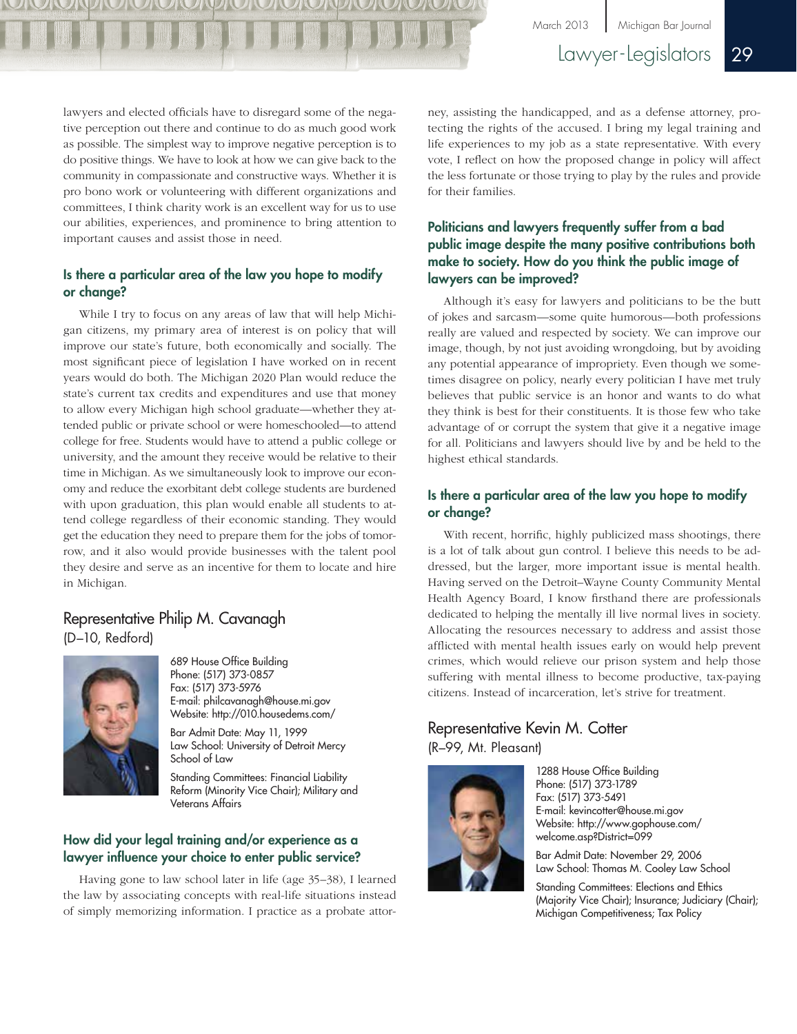lawyers and elected officials have to disregard some of the negative perception out there and continue to do as much good work as possible. The simplest way to improve negative perception is to do positive things. We have to look at how we can give back to the community in compassionate and constructive ways. Whether it is pro bono work or volunteering with different organizations and committees, I think charity work is an excellent way for us to use our abilities, experiences, and prominence to bring attention to important causes and assist those in need.

### Is there a particular area of the law you hope to modify or change?

While I try to focus on any areas of law that will help Michigan citizens, my primary area of interest is on policy that will improve our state's future, both economically and socially. The most significant piece of legislation I have worked on in recent years would do both. The Michigan 2020 Plan would reduce the state's current tax credits and expenditures and use that money to allow every Michigan high school graduate—whether they attended public or private school or were homeschooled—to attend college for free. Students would have to attend a public college or university, and the amount they receive would be relative to their time in Michigan. As we simultaneously look to improve our economy and reduce the exorbitant debt college students are burdened with upon graduation, this plan would enable all students to attend college regardless of their economic standing. They would get the education they need to prepare them for the jobs of tomorrow, and it also would provide businesses with the talent pool they desire and serve as an incentive for them to locate and hire in Michigan.

## Representative Philip M. Cavanagh
(D–10, Redford)

689 House Office Building
Phone: (517) 373-0857
Fax: (517) 373-5976
E-mail: philcavanagh@house.mi.gov
Website: http://010.housedems.com/

Bar Admit Date: May 11, 1999
Law School: University of Detroit Mercy School of Law

Standing Committees: Financial Liability Reform (Minority Vice Chair); Military and Veterans Affairs

### How did your legal training and/or experience as a lawyer influence your choice to enter public service?

Having gone to law school later in life (age 35–38), I learned the law by associating concepts with real-life situations instead of simply memorizing information. I practice as a probate attorney, assisting the handicapped, and as a defense attorney, protecting the rights of the accused. I bring my legal training and life experiences to my job as a state representative. With every vote, I reflect on how the proposed change in policy will affect the less fortunate or those trying to play by the rules and provide for their families.

### Politicians and lawyers frequently suffer from a bad public image despite the many positive contributions both make to society. How do you think the public image of lawyers can be improved?

Although it's easy for lawyers and politicians to be the butt of jokes and sarcasm—some quite humorous—both professions really are valued and respected by society. We can improve our image, though, by not just avoiding wrongdoing, but by avoiding any potential appearance of impropriety. Even though we sometimes disagree on policy, nearly every politician I have met truly believes that public service is an honor and wants to do what they think is best for their constituents. It is those few who take advantage of or corrupt the system that give it a negative image for all. Politicians and lawyers should live by and be held to the highest ethical standards.

### Is there a particular area of the law you hope to modify or change?

With recent, horrific, highly publicized mass shootings, there is a lot of talk about gun control. I believe this needs to be addressed, but the larger, more important issue is mental health. Having served on the Detroit–Wayne County Community Mental Health Agency Board, I know firsthand there are professionals dedicated to helping the mentally ill live normal lives in society. Allocating the resources necessary to address and assist those afflicted with mental health issues early on would help prevent crimes, which would relieve our prison system and help those suffering with mental illness to become productive, tax-paying citizens. Instead of incarceration, let's strive for treatment.

## Representative Kevin M. Cotter
(R–99, Mt. Pleasant)

1288 House Office Building
Phone: (517) 373-1789
Fax: (517) 373-5491
E-mail: kevincotter@house.mi.gov
Website: http://www.gophouse.com/welcome.asp?District=099

Bar Admit Date: November 29, 2006
Law School: Thomas M. Cooley Law School

Standing Committees: Elections and Ethics (Majority Vice Chair); Insurance; Judiciary (Chair); Michigan Competitiveness; Tax Policy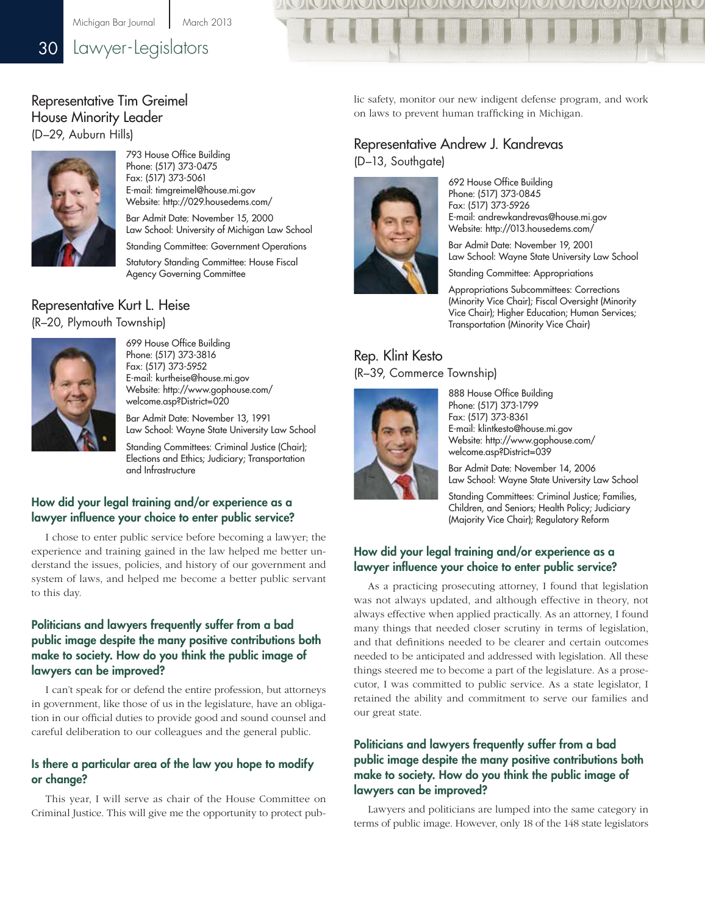## Representative Tim Greimel
## House Minority Leader
(D–29, Auburn Hills)

793 House Office Building
Phone: (517) 373-0475
Fax: (517) 373-5061
E-mail: timgreimel@house.mi.gov
Website: http://029.housedems.com/

Bar Admit Date: November 15, 2000
Law School: University of Michigan Law School

Standing Committee: Government Operations

Statutory Standing Committee: House Fiscal Agency Governing Committee

## Representative Kurt L. Heise
(R–20, Plymouth Township)

699 House Office Building
Phone: (517) 373-3816
Fax: (517) 373-5952
E-mail: kurtheise@house.mi.gov
Website: http://www.gophouse.com/welcome.asp?District=020

Bar Admit Date: November 13, 1991
Law School: Wayne State University Law School

Standing Committees: Criminal Justice (Chair); Elections and Ethics; Judiciary; Transportation and Infrastructure

### How did your legal training and/or experience as a lawyer influence your choice to enter public service?

I chose to enter public service before becoming a lawyer; the experience and training gained in the law helped me better understand the issues, policies, and history of our government and system of laws, and helped me become a better public servant to this day.

### Politicians and lawyers frequently suffer from a bad public image despite the many positive contributions both make to society. How do you think the public image of lawyers can be improved?

I can't speak for or defend the entire profession, but attorneys in government, like those of us in the legislature, have an obligation in our official duties to provide good and sound counsel and careful deliberation to our colleagues and the general public.

### Is there a particular area of the law you hope to modify or change?

This year, I will serve as chair of the House Committee on Criminal Justice. This will give me the opportunity to protect public safety, monitor our new indigent defense program, and work on laws to prevent human trafficking in Michigan.

## Representative Andrew J. Kandrevas
(D–13, Southgate)

692 House Office Building
Phone: (517) 373-0845
Fax: (517) 373-5926
E-mail: andrewkandrevas@house.mi.gov
Website: http://013.housedems.com/

Bar Admit Date: November 19, 2001
Law School: Wayne State University Law School

Standing Committee: Appropriations

Appropriations Subcommittees: Corrections (Minority Vice Chair); Fiscal Oversight (Minority Vice Chair); Higher Education; Human Services; Transportation (Minority Vice Chair)

## Rep. Klint Kesto
(R–39, Commerce Township)

888 House Office Building
Phone: (517) 373-1799
Fax: (517) 373-8361
E-mail: klintkesto@house.mi.gov
Website: http://www.gophouse.com/welcome.asp?District=039

Bar Admit Date: November 14, 2006
Law School: Wayne State University Law School

Standing Committees: Criminal Justice; Families, Children, and Seniors; Health Policy; Judiciary (Majority Vice Chair); Regulatory Reform

### How did your legal training and/or experience as a lawyer influence your choice to enter public service?

As a practicing prosecuting attorney, I found that legislation was not always updated, and although effective in theory, not always effective when applied practically. As an attorney, I found many things that needed closer scrutiny in terms of legislation, and that definitions needed to be clearer and certain outcomes needed to be anticipated and addressed with legislation. All these things steered me to become a part of the legislature. As a prosecutor, I was committed to public service. As a state legislator, I retained the ability and commitment to serve our families and our great state.

### Politicians and lawyers frequently suffer from a bad public image despite the many positive contributions both make to society. How do you think the public image of lawyers can be improved?

Lawyers and politicians are lumped into the same category in terms of public image. However, only 18 of the 148 state legislators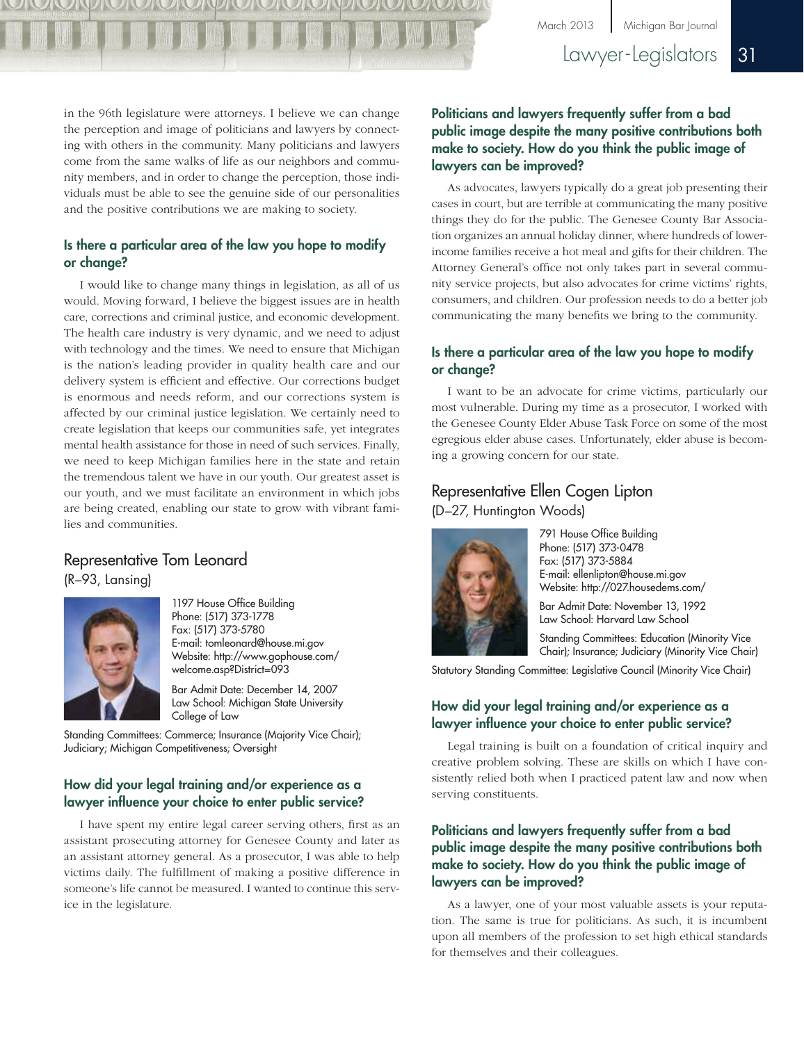in the 96th legislature were attorneys. I believe we can change the perception and image of politicians and lawyers by connecting with others in the community. Many politicians and lawyers come from the same walks of life as our neighbors and community members, and in order to change the perception, those individuals must be able to see the genuine side of our personalities and the positive contributions we are making to society.

### Is there a particular area of the law you hope to modify or change?

I would like to change many things in legislation, as all of us would. Moving forward, I believe the biggest issues are in health care, corrections and criminal justice, and economic development. The health care industry is very dynamic, and we need to adjust with technology and the times. We need to ensure that Michigan is the nation's leading provider in quality health care and our delivery system is efficient and effective. Our corrections budget is enormous and needs reform, and our corrections system is affected by our criminal justice legislation. We certainly need to create legislation that keeps our communities safe, yet integrates mental health assistance for those in need of such services. Finally, we need to keep Michigan families here in the state and retain the tremendous talent we have in our youth. Our greatest asset is our youth, and we must facilitate an environment in which jobs are being created, enabling our state to grow with vibrant families and communities.

## Representative Tom Leonard
(R–93, Lansing)

1197 House Office Building
Phone: (517) 373-1778
Fax: (517) 373-5780
E-mail: tomleonard@house.mi.gov
Website: http://www.gophouse.com/welcome.asp?District=093

Bar Admit Date: December 14, 2007
Law School: Michigan State University College of Law

Standing Committees: Commerce; Insurance (Majority Vice Chair); Judiciary; Michigan Competitiveness; Oversight

### How did your legal training and/or experience as a lawyer influence your choice to enter public service?

I have spent my entire legal career serving others, first as an assistant prosecuting attorney for Genesee County and later as an assistant attorney general. As a prosecutor, I was able to help victims daily. The fulfillment of making a positive difference in someone's life cannot be measured. I wanted to continue this service in the legislature.

### Politicians and lawyers frequently suffer from a bad public image despite the many positive contributions both make to society. How do you think the public image of lawyers can be improved?

As advocates, lawyers typically do a great job presenting their cases in court, but are terrible at communicating the many positive things they do for the public. The Genesee County Bar Association organizes an annual holiday dinner, where hundreds of lower-income families receive a hot meal and gifts for their children. The Attorney General's office not only takes part in several community service projects, but also advocates for crime victims' rights, consumers, and children. Our profession needs to do a better job communicating the many benefits we bring to the community.

### Is there a particular area of the law you hope to modify or change?

I want to be an advocate for crime victims, particularly our most vulnerable. During my time as a prosecutor, I worked with the Genesee County Elder Abuse Task Force on some of the most egregious elder abuse cases. Unfortunately, elder abuse is becoming a growing concern for our state.

## Representative Ellen Cogen Lipton
(D–27, Huntington Woods)

791 House Office Building
Phone: (517) 373-0478
Fax: (517) 373-5884
E-mail: ellenlipton@house.mi.gov
Website: http://027.housedems.com/

Bar Admit Date: November 13, 1992
Law School: Harvard Law School

Standing Committees: Education (Minority Vice Chair); Insurance; Judiciary (Minority Vice Chair)

Statutory Standing Committee: Legislative Council (Minority Vice Chair)

### How did your legal training and/or experience as a lawyer influence your choice to enter public service?

Legal training is built on a foundation of critical inquiry and creative problem solving. These are skills on which I have consistently relied both when I practiced patent law and now when serving constituents.

### Politicians and lawyers frequently suffer from a bad public image despite the many positive contributions both make to society. How do you think the public image of lawyers can be improved?

As a lawyer, one of your most valuable assets is your reputation. The same is true for politicians. As such, it is incumbent upon all members of the profession to set high ethical standards for themselves and their colleagues.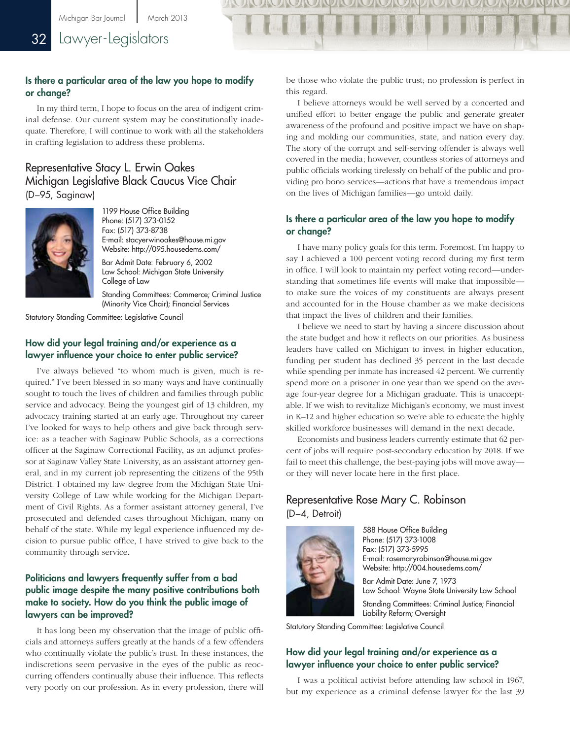### Is there a particular area of the law you hope to modify or change?

In my third term, I hope to focus on the area of indigent criminal defense. Our current system may be constitutionally inadequate. Therefore, I will continue to work with all the stakeholders in crafting legislation to address these problems.

## Representative Stacy L. Erwin Oakes
## Michigan Legislative Black Caucus Vice Chair
(D–95, Saginaw)

1199 House Office Building
Phone: (517) 373-0152
Fax: (517) 373-8738
E-mail: stacyerwinoakes@house.mi.gov
Website: http://095.housedems.com/

Bar Admit Date: February 6, 2002
Law School: Michigan State University College of Law

Standing Committees: Commerce; Criminal Justice (Minority Vice Chair); Financial Services

Statutory Standing Committee: Legislative Council

### How did your legal training and/or experience as a lawyer influence your choice to enter public service?

I've always believed "to whom much is given, much is required." I've been blessed in so many ways and have continually sought to touch the lives of children and families through public service and advocacy. Being the youngest girl of 13 children, my advocacy training started at an early age. Throughout my career I've looked for ways to help others and give back through service: as a teacher with Saginaw Public Schools, as a corrections officer at the Saginaw Correctional Facility, as an adjunct professor at Saginaw Valley State University, as an assistant attorney general, and in my current job representing the citizens of the 95th District. I obtained my law degree from the Michigan State University College of Law while working for the Michigan Department of Civil Rights. As a former assistant attorney general, I've prosecuted and defended cases throughout Michigan, many on behalf of the state. While my legal experience influenced my decision to pursue public office, I have strived to give back to the community through service.

### Politicians and lawyers frequently suffer from a bad public image despite the many positive contributions both make to society. How do you think the public image of lawyers can be improved?

It has long been my observation that the image of public officials and attorneys suffers greatly at the hands of a few offenders who continually violate the public's trust. In these instances, the indiscretions seem pervasive in the eyes of the public as reoccurring offenders continually abuse their influence. This reflects very poorly on our profession. As in every profession, there will be those who violate the public trust; no profession is perfect in this regard.

I believe attorneys would be well served by a concerted and unified effort to better engage the public and generate greater awareness of the profound and positive impact we have on shaping and molding our communities, state, and nation every day. The story of the corrupt and self-serving offender is always well covered in the media; however, countless stories of attorneys and public officials working tirelessly on behalf of the public and providing pro bono services—actions that have a tremendous impact on the lives of Michigan families—go untold daily.

### Is there a particular area of the law you hope to modify or change?

I have many policy goals for this term. Foremost, I'm happy to say I achieved a 100 percent voting record during my first term in office. I will look to maintain my perfect voting record—understanding that sometimes life events will make that impossible—to make sure the voices of my constituents are always present and accounted for in the House chamber as we make decisions that impact the lives of children and their families.

I believe we need to start by having a sincere discussion about the state budget and how it reflects on our priorities. As business leaders have called on Michigan to invest in higher education, funding per student has declined 35 percent in the last decade while spending per inmate has increased 42 percent. We currently spend more on a prisoner in one year than we spend on the average four-year degree for a Michigan graduate. This is unacceptable. If we wish to revitalize Michigan's economy, we must invest in K–12 and higher education so we're able to educate the highly skilled workforce businesses will demand in the next decade.

Economists and business leaders currently estimate that 62 percent of jobs will require post-secondary education by 2018. If we fail to meet this challenge, the best-paying jobs will move away—or they will never locate here in the first place.

## Representative Rose Mary C. Robinson
(D–4, Detroit)

588 House Office Building
Phone: (517) 373-1008
Fax: (517) 373-5995
E-mail: rosemaryrobinson@house.mi.gov
Website: http://004.housedems.com/

Bar Admit Date: June 7, 1973
Law School: Wayne State University Law School

Standing Committees: Criminal Justice; Financial Liability Reform; Oversight

Statutory Standing Committee: Legislative Council

### How did your legal training and/or experience as a lawyer influence your choice to enter public service?

I was a political activist before attending law school in 1967, but my experience as a criminal defense lawyer for the last 39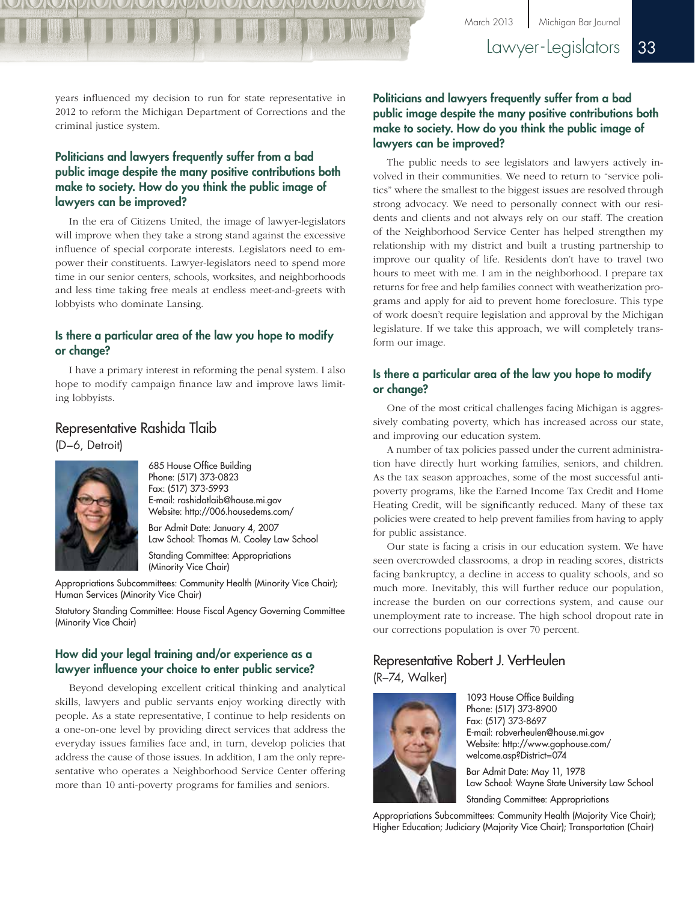years influenced my decision to run for state representative in 2012 to reform the Michigan Department of Corrections and the criminal justice system.

### Politicians and lawyers frequently suffer from a bad public image despite the many positive contributions both make to society. How do you think the public image of lawyers can be improved?

In the era of Citizens United, the image of lawyer-legislators will improve when they take a strong stand against the excessive influence of special corporate interests. Legislators need to empower their constituents. Lawyer-legislators need to spend more time in our senior centers, schools, worksites, and neighborhoods and less time taking free meals at endless meet-and-greets with lobbyists who dominate Lansing.

### Is there a particular area of the law you hope to modify or change?

I have a primary interest in reforming the penal system. I also hope to modify campaign finance law and improve laws limiting lobbyists.

## Representative Rashida Tlaib

(D–6, Detroit)

685 House Office Building
Phone: (517) 373-0823
Fax: (517) 373-5993
E-mail: rashidatlaib@house.mi.gov
Website: http://006.housedems.com/

Bar Admit Date: January 4, 2007
Law School: Thomas M. Cooley Law School

Standing Committee: Appropriations (Minority Vice Chair)

Appropriations Subcommittees: Community Health (Minority Vice Chair); Human Services (Minority Vice Chair)

Statutory Standing Committee: House Fiscal Agency Governing Committee (Minority Vice Chair)

### How did your legal training and/or experience as a lawyer influence your choice to enter public service?

Beyond developing excellent critical thinking and analytical skills, lawyers and public servants enjoy working directly with people. As a state representative, I continue to help residents on a one-on-one level by providing direct services that address the everyday issues families face and, in turn, develop policies that address the cause of those issues. In addition, I am the only representative who operates a Neighborhood Service Center offering more than 10 anti-poverty programs for families and seniors.

### Politicians and lawyers frequently suffer from a bad public image despite the many positive contributions both make to society. How do you think the public image of lawyers can be improved?

The public needs to see legislators and lawyers actively involved in their communities. We need to return to "service politics" where the smallest to the biggest issues are resolved through strong advocacy. We need to personally connect with our residents and clients and not always rely on our staff. The creation of the Neighborhood Service Center has helped strengthen my relationship with my district and built a trusting partnership to improve our quality of life. Residents don't have to travel two hours to meet with me. I am in the neighborhood. I prepare tax returns for free and help families connect with weatherization programs and apply for aid to prevent home foreclosure. This type of work doesn't require legislation and approval by the Michigan legislature. If we take this approach, we will completely transform our image.

### Is there a particular area of the law you hope to modify or change?

One of the most critical challenges facing Michigan is aggressively combating poverty, which has increased across our state, and improving our education system.

A number of tax policies passed under the current administration have directly hurt working families, seniors, and children. As the tax season approaches, some of the most successful anti-poverty programs, like the Earned Income Tax Credit and Home Heating Credit, will be significantly reduced. Many of these tax policies were created to help prevent families from having to apply for public assistance.

Our state is facing a crisis in our education system. We have seen overcrowded classrooms, a drop in reading scores, districts facing bankruptcy, a decline in access to quality schools, and so much more. Inevitably, this will further reduce our population, increase the burden on our corrections system, and cause our unemployment rate to increase. The high school dropout rate in our corrections population is over 70 percent.

## Representative Robert J. VerHeulen

(R–74, Walker)

1093 House Office Building
Phone: (517) 373-8900
Fax: (517) 373-8697
E-mail: robverheulen@house.mi.gov
Website: http://www.gophouse.com/welcome.asp?District=074

Bar Admit Date: May 11, 1978
Law School: Wayne State University Law School

Standing Committee: Appropriations

Appropriations Subcommittees: Community Health (Majority Vice Chair); Higher Education; Judiciary (Majority Vice Chair); Transportation (Chair)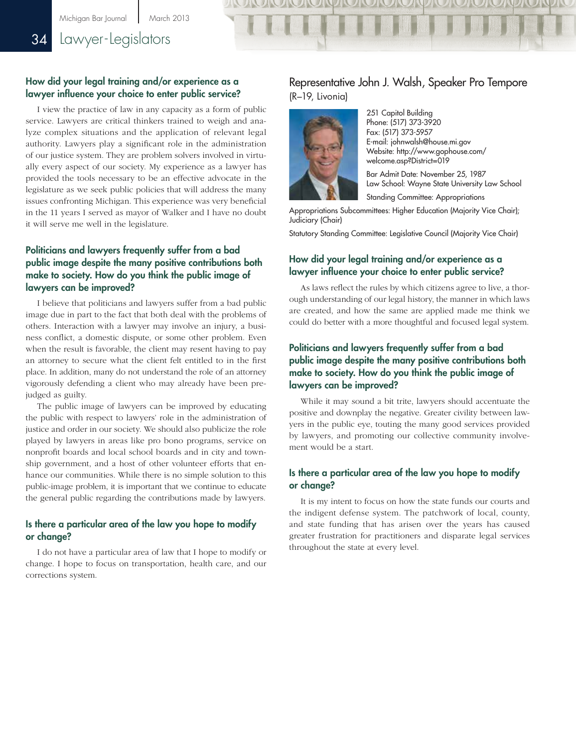### How did your legal training and/or experience as a lawyer influence your choice to enter public service?

I view the practice of law in any capacity as a form of public service. Lawyers are critical thinkers trained to weigh and analyze complex situations and the application of relevant legal authority. Lawyers play a significant role in the administration of our justice system. They are problem solvers involved in virtually every aspect of our society. My experience as a lawyer has provided the tools necessary to be an effective advocate in the legislature as we seek public policies that will address the many issues confronting Michigan. This experience was very beneficial in the 11 years I served as mayor of Walker and I have no doubt it will serve me well in the legislature.

### Politicians and lawyers frequently suffer from a bad public image despite the many positive contributions both make to society. How do you think the public image of lawyers can be improved?

I believe that politicians and lawyers suffer from a bad public image due in part to the fact that both deal with the problems of others. Interaction with a lawyer may involve an injury, a business conflict, a domestic dispute, or some other problem. Even when the result is favorable, the client may resent having to pay an attorney to secure what the client felt entitled to in the first place. In addition, many do not understand the role of an attorney vigorously defending a client who may already have been prejudged as guilty.

The public image of lawyers can be improved by educating the public with respect to lawyers' role in the administration of justice and order in our society. We should also publicize the role played by lawyers in areas like pro bono programs, service on nonprofit boards and local school boards and in city and township government, and a host of other volunteer efforts that enhance our communities. While there is no simple solution to this public-image problem, it is important that we continue to educate the general public regarding the contributions made by lawyers.

### Is there a particular area of the law you hope to modify or change?

I do not have a particular area of law that I hope to modify or change. I hope to focus on transportation, health care, and our corrections system.

## Representative John J. Walsh, Speaker Pro Tempore
(R–19, Livonia)

251 Capitol Building
Phone: (517) 373-3920
Fax: (517) 373-5957
E-mail: johnwalsh@house.mi.gov
Website: http://www.gophouse.com/welcome.asp?District=019

Bar Admit Date: November 25, 1987
Law School: Wayne State University Law School

Standing Committee: Appropriations

Appropriations Subcommittees: Higher Education (Majority Vice Chair); Judiciary (Chair)

Statutory Standing Committee: Legislative Council (Majority Vice Chair)

### How did your legal training and/or experience as a lawyer influence your choice to enter public service?

As laws reflect the rules by which citizens agree to live, a thorough understanding of our legal history, the manner in which laws are created, and how the same are applied made me think we could do better with a more thoughtful and focused legal system.

### Politicians and lawyers frequently suffer from a bad public image despite the many positive contributions both make to society. How do you think the public image of lawyers can be improved?

While it may sound a bit trite, lawyers should accentuate the positive and downplay the negative. Greater civility between lawyers in the public eye, touting the many good services provided by lawyers, and promoting our collective community involvement would be a start.

### Is there a particular area of the law you hope to modify or change?

It is my intent to focus on how the state funds our courts and the indigent defense system. The patchwork of local, county, and state funding that has arisen over the years has caused greater frustration for practitioners and disparate legal services throughout the state at every level.